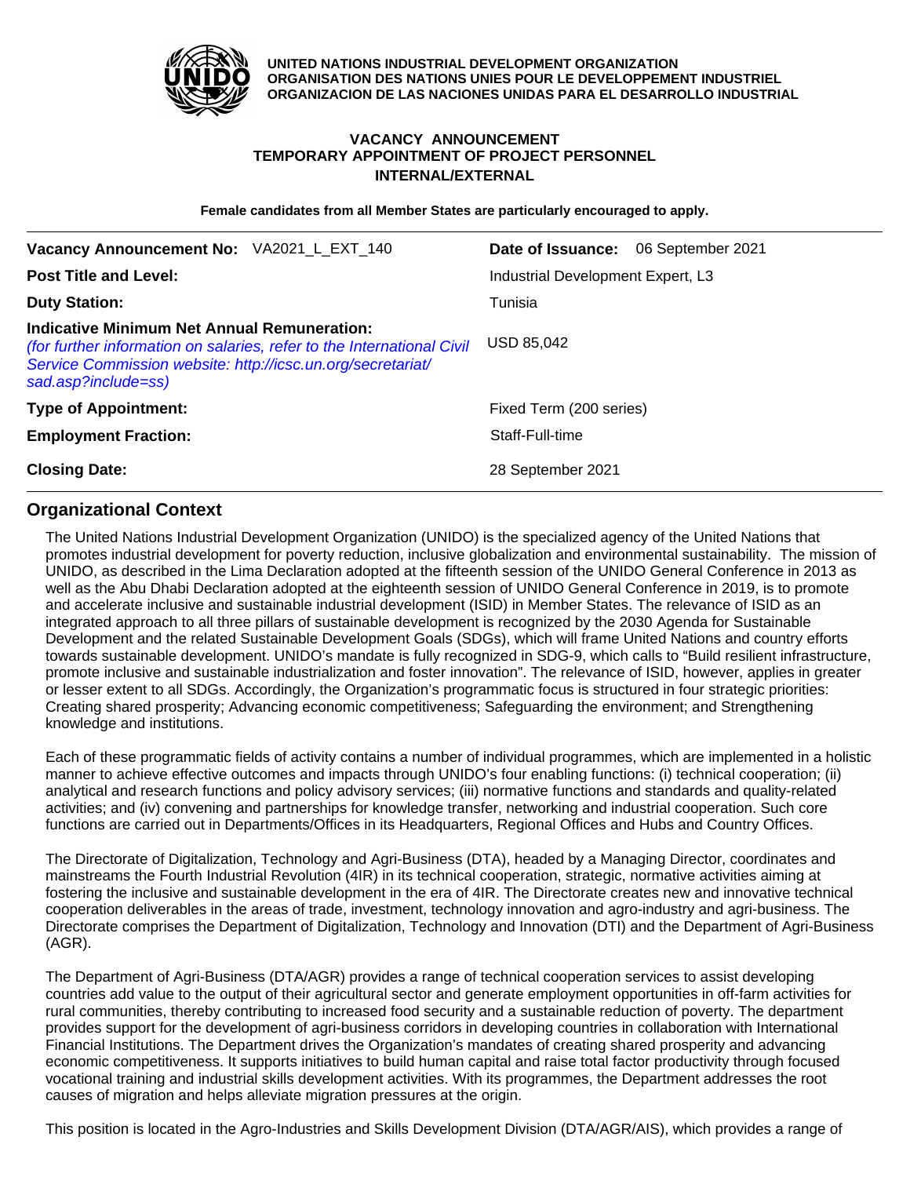**UNITED NATIONS INDUSTRIAL DEVELOPMENT ORGANIZATION**
**ORGANISATION DES NATIONS UNIES POUR LE DEVELOPPEMENT INDUSTRIEL**
**ORGANIZACION DE LAS NACIONES UNIDAS PARA EL DESARROLLO INDUSTRIAL**

**VACANCY ANNOUNCEMENT**
**TEMPORARY APPOINTMENT OF PROJECT PERSONNEL**
**INTERNAL/EXTERNAL**

**Female candidates from all Member States are particularly encouraged to apply.**

| | |
|---|---|
| **Vacancy Announcement No:** VA2021_L_EXT_140 | **Date of Issuance:** 06 September 2021 |
| **Post Title and Level:** | Industrial Development Expert, L3 |
| **Duty Station:** | Tunisia |
| **Indicative Minimum Net Annual Remuneration:** *(for further information on salaries, refer to the International Civil Service Commission website: http://icsc.un.org/secretariat/sad.asp?include=ss)* | USD 85,042 |
| **Type of Appointment:** | Fixed Term (200 series) |
| **Employment Fraction:** | Staff-Full-time |
| **Closing Date:** | 28 September 2021 |

## Organizational Context

The United Nations Industrial Development Organization (UNIDO) is the specialized agency of the United Nations that promotes industrial development for poverty reduction, inclusive globalization and environmental sustainability. The mission of UNIDO, as described in the Lima Declaration adopted at the fifteenth session of the UNIDO General Conference in 2013 as well as the Abu Dhabi Declaration adopted at the eighteenth session of UNIDO General Conference in 2019, is to promote and accelerate inclusive and sustainable industrial development (ISID) in Member States. The relevance of ISID as an integrated approach to all three pillars of sustainable development is recognized by the 2030 Agenda for Sustainable Development and the related Sustainable Development Goals (SDGs), which will frame United Nations and country efforts towards sustainable development. UNIDO's mandate is fully recognized in SDG-9, which calls to "Build resilient infrastructure, promote inclusive and sustainable industrialization and foster innovation". The relevance of ISID, however, applies in greater or lesser extent to all SDGs. Accordingly, the Organization's programmatic focus is structured in four strategic priorities: Creating shared prosperity; Advancing economic competitiveness; Safeguarding the environment; and Strengthening knowledge and institutions.

Each of these programmatic fields of activity contains a number of individual programmes, which are implemented in a holistic manner to achieve effective outcomes and impacts through UNIDO's four enabling functions: (i) technical cooperation; (ii) analytical and research functions and policy advisory services; (iii) normative functions and standards and quality-related activities; and (iv) convening and partnerships for knowledge transfer, networking and industrial cooperation. Such core functions are carried out in Departments/Offices in its Headquarters, Regional Offices and Hubs and Country Offices.

The Directorate of Digitalization, Technology and Agri-Business (DTA), headed by a Managing Director, coordinates and mainstreams the Fourth Industrial Revolution (4IR) in its technical cooperation, strategic, normative activities aiming at fostering the inclusive and sustainable development in the era of 4IR. The Directorate creates new and innovative technical cooperation deliverables in the areas of trade, investment, technology innovation and agro-industry and agri-business. The Directorate comprises the Department of Digitalization, Technology and Innovation (DTI) and the Department of Agri-Business (AGR).

The Department of Agri-Business (DTA/AGR) provides a range of technical cooperation services to assist developing countries add value to the output of their agricultural sector and generate employment opportunities in off-farm activities for rural communities, thereby contributing to increased food security and a sustainable reduction of poverty. The department provides support for the development of agri-business corridors in developing countries in collaboration with International Financial Institutions. The Department drives the Organization's mandates of creating shared prosperity and advancing economic competitiveness. It supports initiatives to build human capital and raise total factor productivity through focused vocational training and industrial skills development activities. With its programmes, the Department addresses the root causes of migration and helps alleviate migration pressures at the origin.

This position is located in the Agro-Industries and Skills Development Division (DTA/AGR/AIS), which provides a range of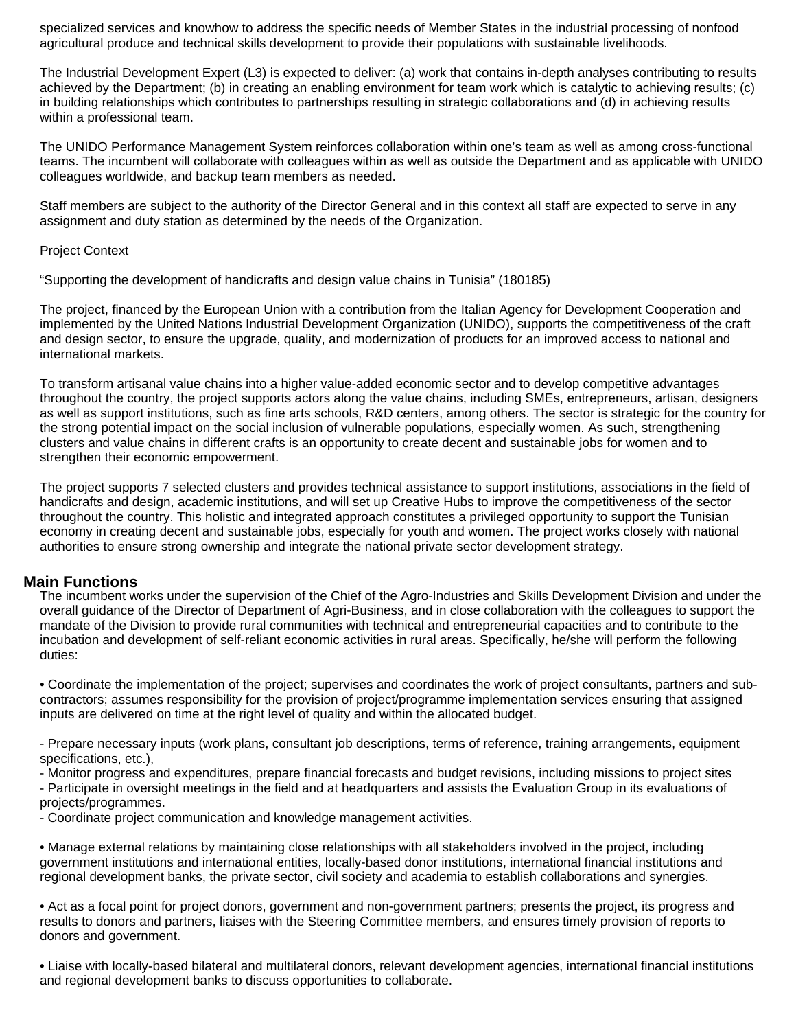specialized services and knowhow to address the specific needs of Member States in the industrial processing of nonfood agricultural produce and technical skills development to provide their populations with sustainable livelihoods.

The Industrial Development Expert (L3) is expected to deliver: (a) work that contains in-depth analyses contributing to results achieved by the Department; (b) in creating an enabling environment for team work which is catalytic to achieving results; (c) in building relationships which contributes to partnerships resulting in strategic collaborations and (d) in achieving results within a professional team.

The UNIDO Performance Management System reinforces collaboration within one's team as well as among cross-functional teams. The incumbent will collaborate with colleagues within as well as outside the Department and as applicable with UNIDO colleagues worldwide, and backup team members as needed.

Staff members are subject to the authority of the Director General and in this context all staff are expected to serve in any assignment and duty station as determined by the needs of the Organization.

Project Context

“Supporting the development of handicrafts and design value chains in Tunisia” (180185)

The project, financed by the European Union with a contribution from the Italian Agency for Development Cooperation and implemented by the United Nations Industrial Development Organization (UNIDO), supports the competitiveness of the craft and design sector, to ensure the upgrade, quality, and modernization of products for an improved access to national and international markets.

To transform artisanal value chains into a higher value-added economic sector and to develop competitive advantages throughout the country, the project supports actors along the value chains, including SMEs, entrepreneurs, artisan, designers as well as support institutions, such as fine arts schools, R&D centers, among others. The sector is strategic for the country for the strong potential impact on the social inclusion of vulnerable populations, especially women. As such, strengthening clusters and value chains in different crafts is an opportunity to create decent and sustainable jobs for women and to strengthen their economic empowerment.

The project supports 7 selected clusters and provides technical assistance to support institutions, associations in the field of handicrafts and design, academic institutions, and will set up Creative Hubs to improve the competitiveness of the sector throughout the country. This holistic and integrated approach constitutes a privileged opportunity to support the Tunisian economy in creating decent and sustainable jobs, especially for youth and women. The project works closely with national authorities to ensure strong ownership and integrate the national private sector development strategy.

## Main Functions

The incumbent works under the supervision of the Chief of the Agro-Industries and Skills Development Division and under the overall guidance of the Director of Department of Agri-Business, and in close collaboration with the colleagues to support the mandate of the Division to provide rural communities with technical and entrepreneurial capacities and to contribute to the incubation and development of self-reliant economic activities in rural areas. Specifically, he/she will perform the following duties:

• Coordinate the implementation of the project; supervises and coordinates the work of project consultants, partners and sub-contractors; assumes responsibility for the provision of project/programme implementation services ensuring that assigned inputs are delivered on time at the right level of quality and within the allocated budget.

- Prepare necessary inputs (work plans, consultant job descriptions, terms of reference, training arrangements, equipment specifications, etc.),
- Monitor progress and expenditures, prepare financial forecasts and budget revisions, including missions to project sites
- Participate in oversight meetings in the field and at headquarters and assists the Evaluation Group in its evaluations of projects/programmes.
- Coordinate project communication and knowledge management activities.

• Manage external relations by maintaining close relationships with all stakeholders involved in the project, including government institutions and international entities, locally-based donor institutions, international financial institutions and regional development banks, the private sector, civil society and academia to establish collaborations and synergies.

• Act as a focal point for project donors, government and non-government partners; presents the project, its progress and results to donors and partners, liaises with the Steering Committee members, and ensures timely provision of reports to donors and government.

• Liaise with locally-based bilateral and multilateral donors, relevant development agencies, international financial institutions and regional development banks to discuss opportunities to collaborate.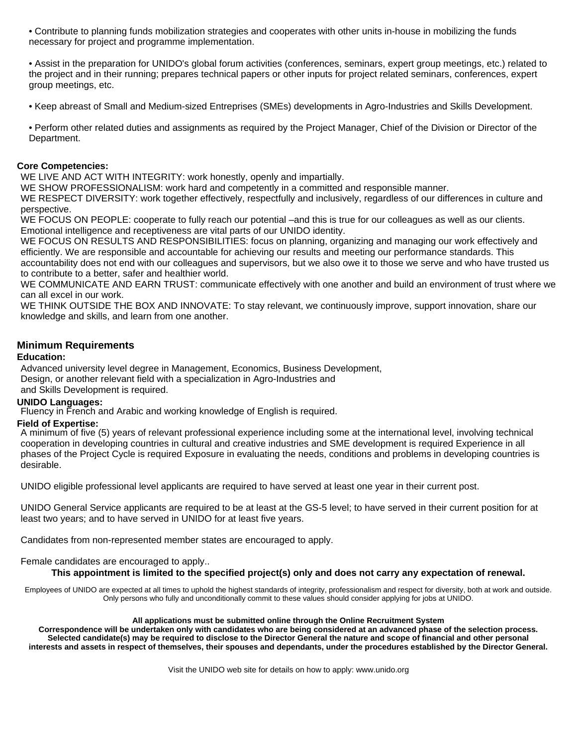- Contribute to planning funds mobilization strategies and cooperates with other units in-house in mobilizing the funds necessary for project and programme implementation.

- Assist in the preparation for UNIDO's global forum activities (conferences, seminars, expert group meetings, etc.) related to the project and in their running; prepares technical papers or other inputs for project related seminars, conferences, expert group meetings, etc.

- Keep abreast of Small and Medium-sized Entreprises (SMEs) developments in Agro-Industries and Skills Development.

- Perform other related duties and assignments as required by the Project Manager, Chief of the Division or Director of the Department.

**Core Competencies:**

WE LIVE AND ACT WITH INTEGRITY: work honestly, openly and impartially.
WE SHOW PROFESSIONALISM: work hard and competently in a committed and responsible manner.
WE RESPECT DIVERSITY: work together effectively, respectfully and inclusively, regardless of our differences in culture and perspective.
WE FOCUS ON PEOPLE: cooperate to fully reach our potential –and this is true for our colleagues as well as our clients. Emotional intelligence and receptiveness are vital parts of our UNIDO identity.
WE FOCUS ON RESULTS AND RESPONSIBILITIES: focus on planning, organizing and managing our work effectively and efficiently. We are responsible and accountable for achieving our results and meeting our performance standards. This accountability does not end with our colleagues and supervisors, but we also owe it to those we serve and who have trusted us to contribute to a better, safer and healthier world.
WE COMMUNICATE AND EARN TRUST: communicate effectively with one another and build an environment of trust where we can all excel in our work.
WE THINK OUTSIDE THE BOX AND INNOVATE: To stay relevant, we continuously improve, support innovation, share our knowledge and skills, and learn from one another.

## Minimum Requirements

**Education:**

Advanced university level degree in Management, Economics, Business Development, Design, or another relevant field with a specialization in Agro-Industries and and Skills Development is required.

**UNIDO Languages:**

Fluency in French and Arabic and working knowledge of English is required.

**Field of Expertise:**

A minimum of five (5) years of relevant professional experience including some at the international level, involving technical cooperation in developing countries in cultural and creative industries and SME development is required Experience in all phases of the Project Cycle is required Exposure in evaluating the needs, conditions and problems in developing countries is desirable.

UNIDO eligible professional level applicants are required to have served at least one year in their current post.

UNIDO General Service applicants are required to be at least at the GS-5 level; to have served in their current position for at least two years; and to have served in UNIDO for at least five years.

Candidates from non-represented member states are encouraged to apply.

Female candidates are encouraged to apply..

**This appointment is limited to the specified project(s) only and does not carry any expectation of renewal.**

Employees of UNIDO are expected at all times to uphold the highest standards of integrity, professionalism and respect for diversity, both at work and outside. Only persons who fully and unconditionally commit to these values should consider applying for jobs at UNIDO.

**All applications must be submitted online through the Online Recruitment System**
**Correspondence will be undertaken only with candidates who are being considered at an advanced phase of the selection process. Selected candidate(s) may be required to disclose to the Director General the nature and scope of financial and other personal interests and assets in respect of themselves, their spouses and dependants, under the procedures established by the Director General.**

Visit the UNIDO web site for details on how to apply: www.unido.org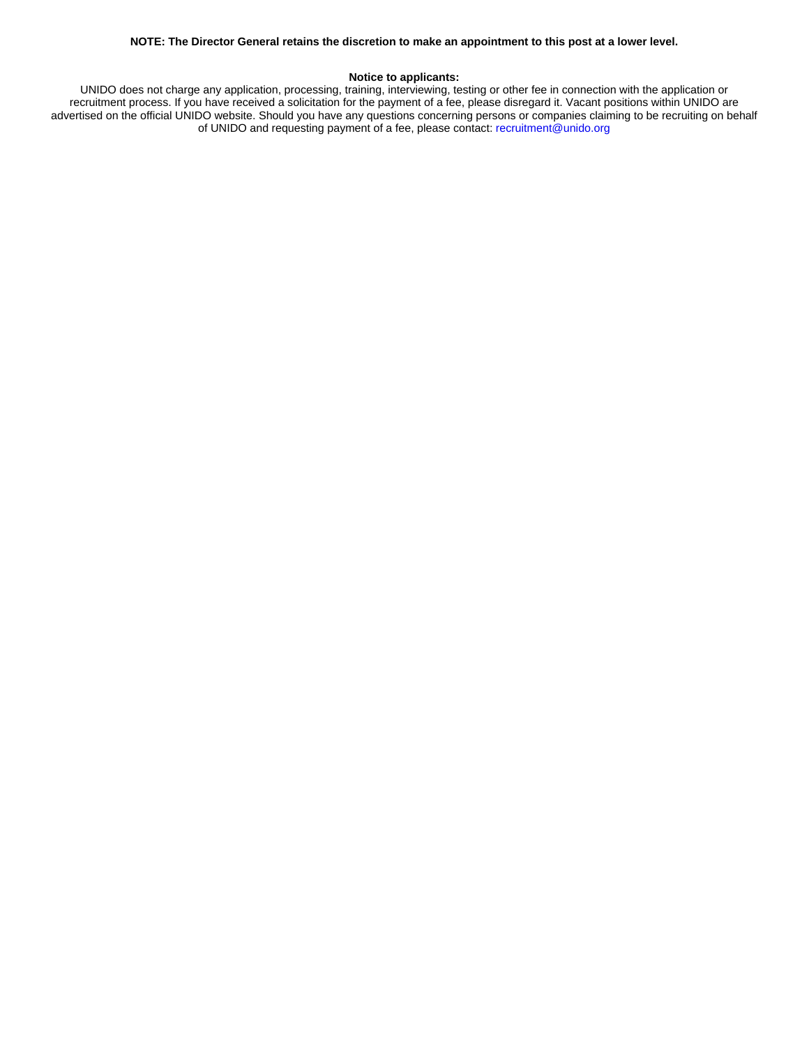**NOTE: The Director General retains the discretion to make an appointment to this post at a lower level.**

**Notice to applicants:**

UNIDO does not charge any application, processing, training, interviewing, testing or other fee in connection with the application or recruitment process. If you have received a solicitation for the payment of a fee, please disregard it. Vacant positions within UNIDO are advertised on the official UNIDO website. Should you have any questions concerning persons or companies claiming to be recruiting on behalf of UNIDO and requesting payment of a fee, please contact: recruitment@unido.org